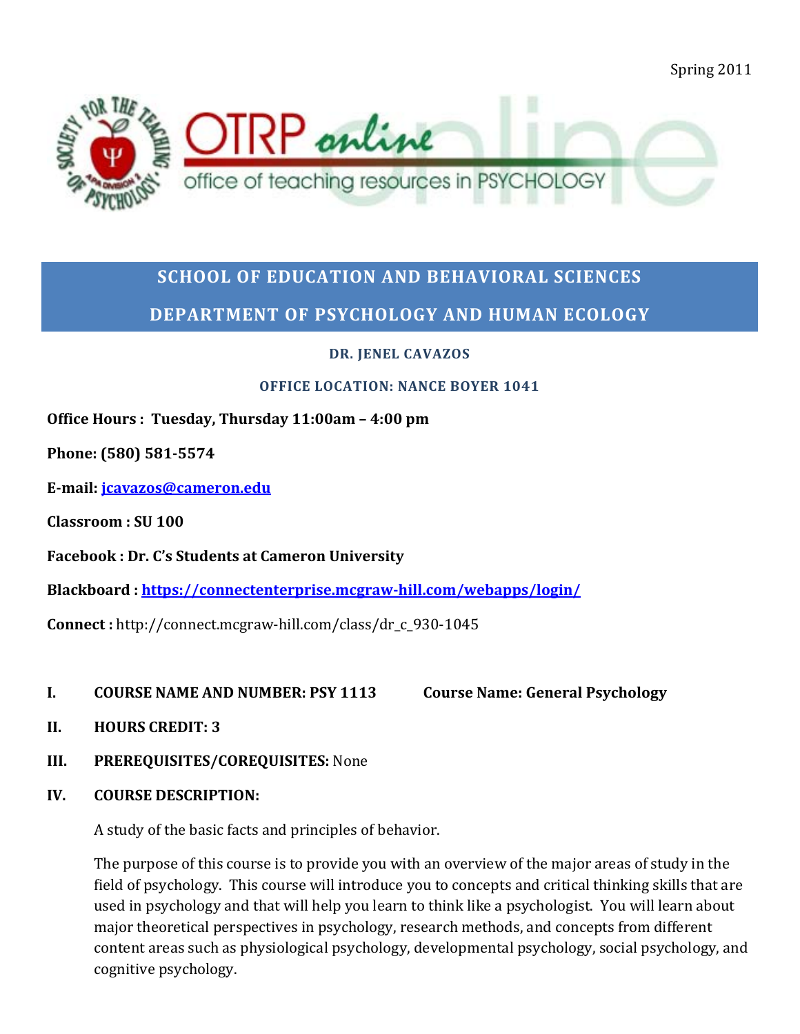Spring 2011

OTRP online
office of teaching resources in PSYCHOLOGY

## SCHOOL OF EDUCATION AND BEHAVIORAL SCIENCES

## DEPARTMENT OF PSYCHOLOGY AND HUMAN ECOLOGY

**DR. JENEL CAVAZOS**

**OFFICE LOCATION: NANCE BOYER 1041**

**Office Hours : Tuesday, Thursday 11:00am – 4:00 pm**

**Phone: (580) 581-5574**

**E-mail: jcavazos@cameron.edu**

**Classroom : SU 100**

**Facebook : Dr. C's Students at Cameron University**

**Blackboard : https://connectenterprise.mcgraw-hill.com/webapps/login/**

**Connect :** http://connect.mcgraw-hill.com/class/dr_c_930-1045

**I. COURSE NAME AND NUMBER: PSY 1113 Course Name: General Psychology**

**II. HOURS CREDIT: 3**

**III. PREREQUISITES/COREQUISITES:** None

**IV. COURSE DESCRIPTION:**

A study of the basic facts and principles of behavior.

The purpose of this course is to provide you with an overview of the major areas of study in the field of psychology. This course will introduce you to concepts and critical thinking skills that are used in psychology and that will help you learn to think like a psychologist. You will learn about major theoretical perspectives in psychology, research methods, and concepts from different content areas such as physiological psychology, developmental psychology, social psychology, and cognitive psychology.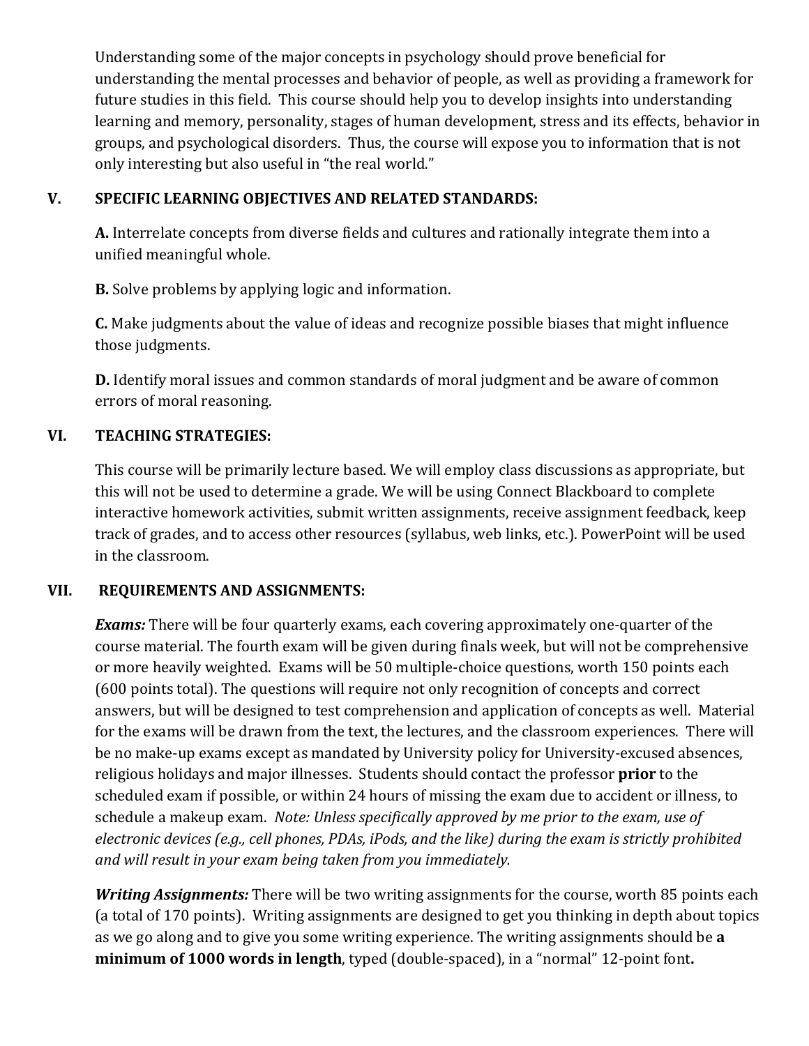Understanding some of the major concepts in psychology should prove beneficial for understanding the mental processes and behavior of people, as well as providing a framework for future studies in this field. This course should help you to develop insights into understanding learning and memory, personality, stages of human development, stress and its effects, behavior in groups, and psychological disorders. Thus, the course will expose you to information that is not only interesting but also useful in "the real world."

## V. SPECIFIC LEARNING OBJECTIVES AND RELATED STANDARDS:

**A.** Interrelate concepts from diverse fields and cultures and rationally integrate them into a unified meaningful whole.

**B.** Solve problems by applying logic and information.

**C.** Make judgments about the value of ideas and recognize possible biases that might influence those judgments.

**D.** Identify moral issues and common standards of moral judgment and be aware of common errors of moral reasoning.

## VI. TEACHING STRATEGIES:

This course will be primarily lecture based. We will employ class discussions as appropriate, but this will not be used to determine a grade. We will be using Connect Blackboard to complete interactive homework activities, submit written assignments, receive assignment feedback, keep track of grades, and to access other resources (syllabus, web links, etc.). PowerPoint will be used in the classroom.

## VII. REQUIREMENTS AND ASSIGNMENTS:

***Exams:*** There will be four quarterly exams, each covering approximately one-quarter of the course material. The fourth exam will be given during finals week, but will not be comprehensive or more heavily weighted. Exams will be 50 multiple-choice questions, worth 150 points each (600 points total). The questions will require not only recognition of concepts and correct answers, but will be designed to test comprehension and application of concepts as well. Material for the exams will be drawn from the text, the lectures, and the classroom experiences. There will be no make-up exams except as mandated by University policy for University-excused absences, religious holidays and major illnesses. Students should contact the professor **prior** to the scheduled exam if possible, or within 24 hours of missing the exam due to accident or illness, to schedule a makeup exam. *Note: Unless specifically approved by me prior to the exam, use of electronic devices (e.g., cell phones, PDAs, iPods, and the like) during the exam is strictly prohibited and will result in your exam being taken from you immediately.*

***Writing Assignments:*** There will be two writing assignments for the course, worth 85 points each (a total of 170 points). Writing assignments are designed to get you thinking in depth about topics as we go along and to give you some writing experience. The writing assignments should be **a minimum of 1000 words in length**, typed (double-spaced), in a "normal" 12-point font**.**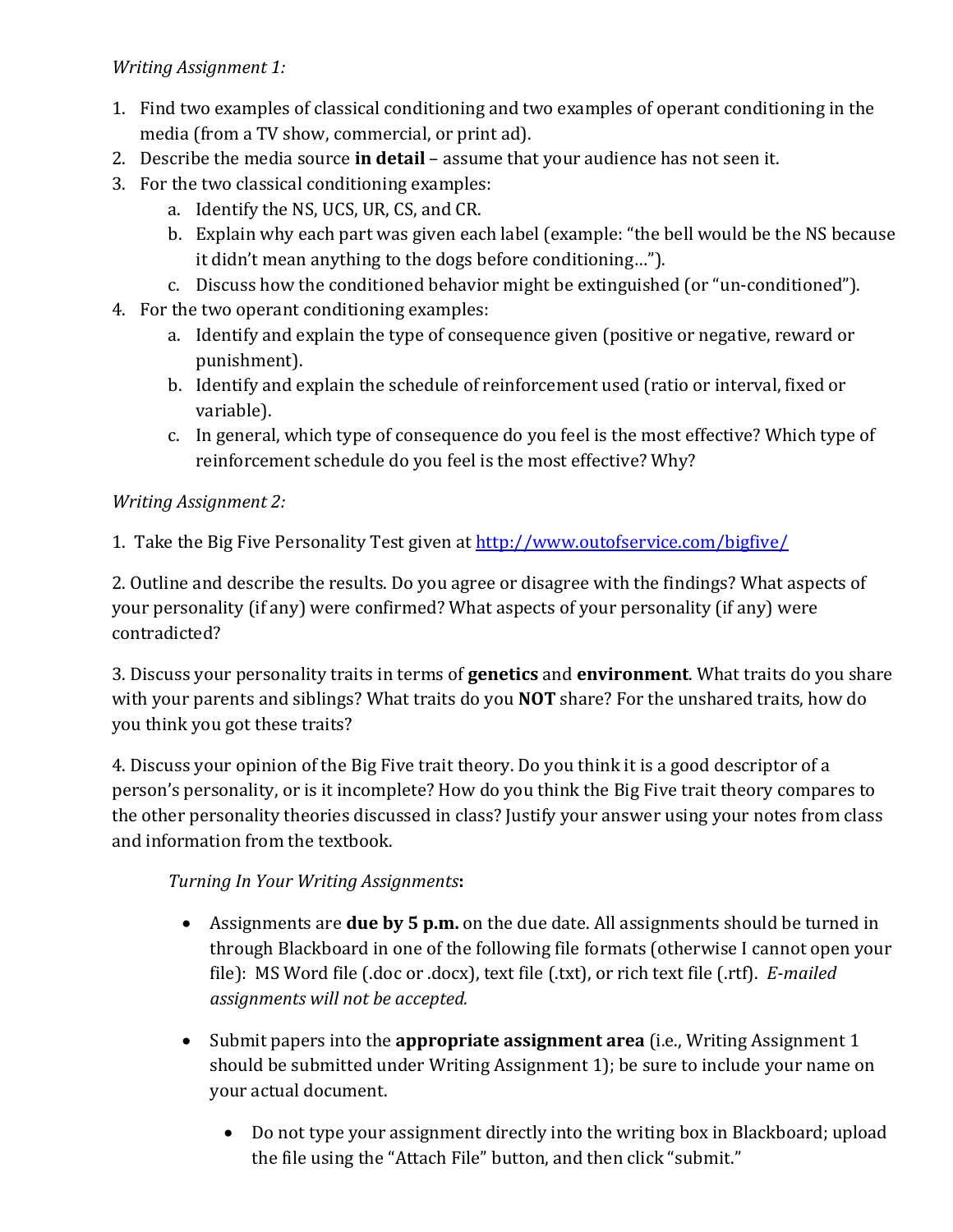*Writing Assignment 1:*

1. Find two examples of classical conditioning and two examples of operant conditioning in the media (from a TV show, commercial, or print ad).
2. Describe the media source **in detail** – assume that your audience has not seen it.
3. For the two classical conditioning examples:
   a. Identify the NS, UCS, UR, CS, and CR.
   b. Explain why each part was given each label (example: "the bell would be the NS because it didn't mean anything to the dogs before conditioning…").
   c. Discuss how the conditioned behavior might be extinguished (or "un-conditioned").
4. For the two operant conditioning examples:
   a. Identify and explain the type of consequence given (positive or negative, reward or punishment).
   b. Identify and explain the schedule of reinforcement used (ratio or interval, fixed or variable).
   c. In general, which type of consequence do you feel is the most effective? Which type of reinforcement schedule do you feel is the most effective? Why?

*Writing Assignment 2:*

1. Take the Big Five Personality Test given at [http://www.outofservice.com/bigfive/](http://www.outofservice.com/bigfive/)

2. Outline and describe the results. Do you agree or disagree with the findings? What aspects of your personality (if any) were confirmed? What aspects of your personality (if any) were contradicted?

3. Discuss your personality traits in terms of **genetics** and **environment**. What traits do you share with your parents and siblings? What traits do you **NOT** share? For the unshared traits, how do you think you got these traits?

4. Discuss your opinion of the Big Five trait theory. Do you think it is a good descriptor of a person's personality, or is it incomplete? How do you think the Big Five trait theory compares to the other personality theories discussed in class? Justify your answer using your notes from class and information from the textbook.

*Turning In Your Writing Assignments***:**

- Assignments are **due by 5 p.m.** on the due date. All assignments should be turned in through Blackboard in one of the following file formats (otherwise I cannot open your file): MS Word file (.doc or .docx), text file (.txt), or rich text file (.rtf). *E-mailed assignments will not be accepted.*

- Submit papers into the **appropriate assignment area** (i.e., Writing Assignment 1 should be submitted under Writing Assignment 1); be sure to include your name on your actual document.

  - Do not type your assignment directly into the writing box in Blackboard; upload the file using the "Attach File" button, and then click "submit."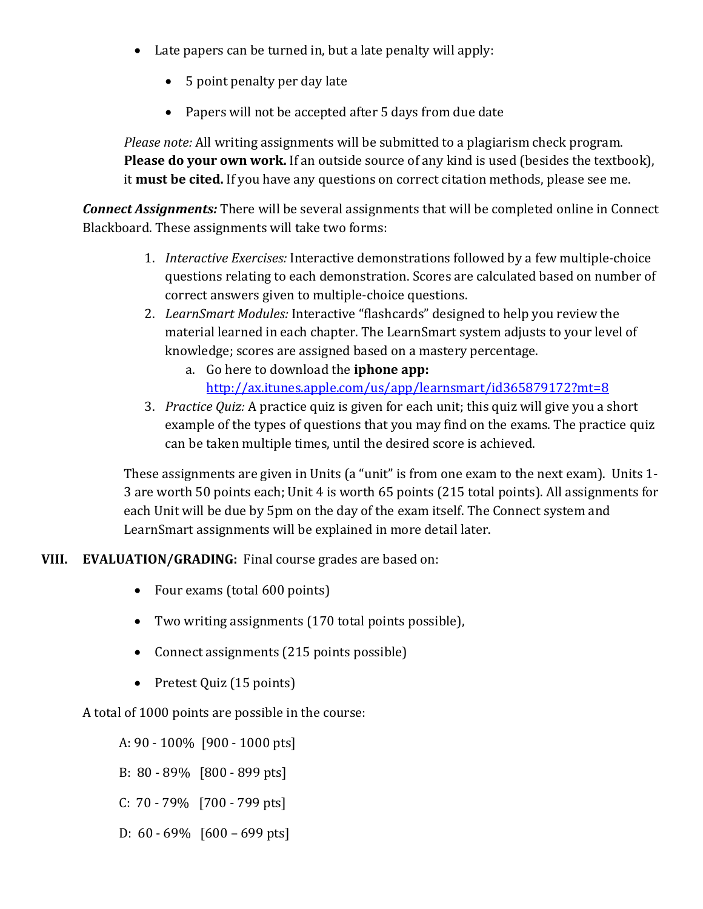- Late papers can be turned in, but a late penalty will apply:
    - 5 point penalty per day late
    - Papers will not be accepted after 5 days from due date

*Please note:* All writing assignments will be submitted to a plagiarism check program. **Please do your own work.** If an outside source of any kind is used (besides the textbook), it **must be cited.** If you have any questions on correct citation methods, please see me.

***Connect Assignments:*** There will be several assignments that will be completed online in Connect Blackboard. These assignments will take two forms:

1. *Interactive Exercises:* Interactive demonstrations followed by a few multiple-choice questions relating to each demonstration. Scores are calculated based on number of correct answers given to multiple-choice questions.
2. *LearnSmart Modules:* Interactive "flashcards" designed to help you review the material learned in each chapter. The LearnSmart system adjusts to your level of knowledge; scores are assigned based on a mastery percentage.
    a. Go here to download the **iphone app:** http://ax.itunes.apple.com/us/app/learnsmart/id365879172?mt=8
3. *Practice Quiz:* A practice quiz is given for each unit; this quiz will give you a short example of the types of questions that you may find on the exams. The practice quiz can be taken multiple times, until the desired score is achieved.

These assignments are given in Units (a "unit" is from one exam to the next exam). Units 1-3 are worth 50 points each; Unit 4 is worth 65 points (215 total points). All assignments for each Unit will be due by 5pm on the day of the exam itself. The Connect system and LearnSmart assignments will be explained in more detail later.

## VIII. EVALUATION/GRADING: Final course grades are based on:

- Four exams (total 600 points)
- Two writing assignments (170 total points possible),
- Connect assignments (215 points possible)
- Pretest Quiz (15 points)

A total of 1000 points are possible in the course:

A: 90 - 100% [900 - 1000 pts]

B: 80 - 89% [800 - 899 pts]

C: 70 - 79% [700 - 799 pts]

D: 60 - 69% [600 – 699 pts]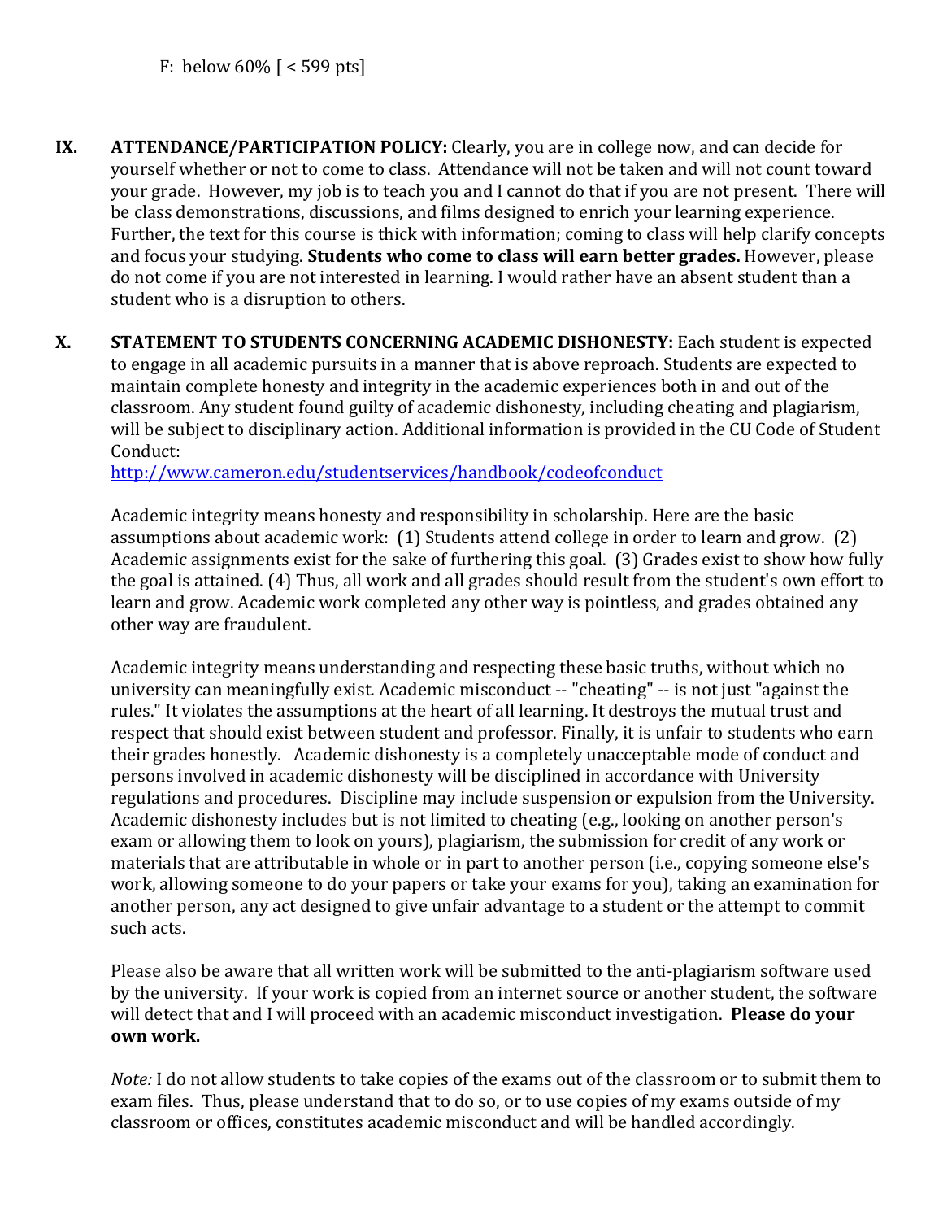F: below 60% [ < 599 pts]

**IX. ATTENDANCE/PARTICIPATION POLICY:** Clearly, you are in college now, and can decide for yourself whether or not to come to class. Attendance will not be taken and will not count toward your grade. However, my job is to teach you and I cannot do that if you are not present. There will be class demonstrations, discussions, and films designed to enrich your learning experience. Further, the text for this course is thick with information; coming to class will help clarify concepts and focus your studying. **Students who come to class will earn better grades.** However, please do not come if you are not interested in learning. I would rather have an absent student than a student who is a disruption to others.

**X. STATEMENT TO STUDENTS CONCERNING ACADEMIC DISHONESTY:** Each student is expected to engage in all academic pursuits in a manner that is above reproach. Students are expected to maintain complete honesty and integrity in the academic experiences both in and out of the classroom. Any student found guilty of academic dishonesty, including cheating and plagiarism, will be subject to disciplinary action. Additional information is provided in the CU Code of Student Conduct:
[http://www.cameron.edu/studentservices/handbook/codeofconduct](http://www.cameron.edu/studentservices/handbook/codeofconduct)

Academic integrity means honesty and responsibility in scholarship. Here are the basic assumptions about academic work: (1) Students attend college in order to learn and grow. (2) Academic assignments exist for the sake of furthering this goal. (3) Grades exist to show how fully the goal is attained. (4) Thus, all work and all grades should result from the student's own effort to learn and grow. Academic work completed any other way is pointless, and grades obtained any other way are fraudulent.

Academic integrity means understanding and respecting these basic truths, without which no university can meaningfully exist. Academic misconduct -- "cheating" -- is not just "against the rules." It violates the assumptions at the heart of all learning. It destroys the mutual trust and respect that should exist between student and professor. Finally, it is unfair to students who earn their grades honestly. Academic dishonesty is a completely unacceptable mode of conduct and persons involved in academic dishonesty will be disciplined in accordance with University regulations and procedures. Discipline may include suspension or expulsion from the University. Academic dishonesty includes but is not limited to cheating (e.g., looking on another person's exam or allowing them to look on yours), plagiarism, the submission for credit of any work or materials that are attributable in whole or in part to another person (i.e., copying someone else's work, allowing someone to do your papers or take your exams for you), taking an examination for another person, any act designed to give unfair advantage to a student or the attempt to commit such acts.

Please also be aware that all written work will be submitted to the anti-plagiarism software used by the university. If your work is copied from an internet source or another student, the software will detect that and I will proceed with an academic misconduct investigation. **Please do your own work.**

*Note:* I do not allow students to take copies of the exams out of the classroom or to submit them to exam files. Thus, please understand that to do so, or to use copies of my exams outside of my classroom or offices, constitutes academic misconduct and will be handled accordingly.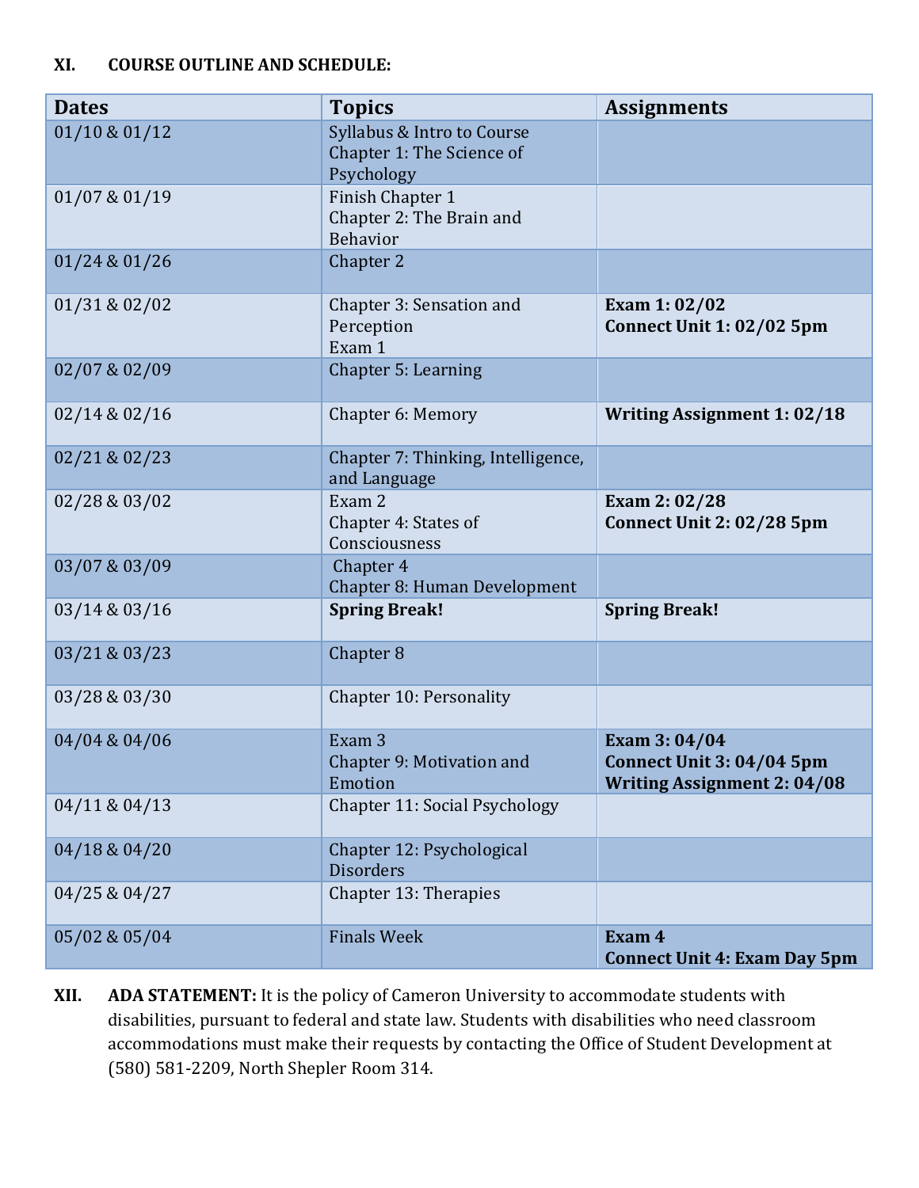## XI. COURSE OUTLINE AND SCHEDULE:

| Dates | Topics | Assignments |
|---|---|---|
| 01/10 & 01/12 | Syllabus & Intro to Course<br>Chapter 1: The Science of Psychology | |
| 01/07 & 01/19 | Finish Chapter 1<br>Chapter 2: The Brain and Behavior | |
| 01/24 & 01/26 | Chapter 2 | |
| 01/31 & 02/02 | Chapter 3: Sensation and Perception<br>Exam 1 | **Exam 1: 02/02**<br>**Connect Unit 1: 02/02 5pm** |
| 02/07 & 02/09 | Chapter 5: Learning | |
| 02/14 & 02/16 | Chapter 6: Memory | **Writing Assignment 1: 02/18** |
| 02/21 & 02/23 | Chapter 7: Thinking, Intelligence, and Language | |
| 02/28 & 03/02 | Exam 2<br>Chapter 4: States of Consciousness | **Exam 2: 02/28**<br>**Connect Unit 2: 02/28 5pm** |
| 03/07 & 03/09 | Chapter 4<br>Chapter 8: Human Development | |
| 03/14 & 03/16 | **Spring Break!** | **Spring Break!** |
| 03/21 & 03/23 | Chapter 8 | |
| 03/28 & 03/30 | Chapter 10: Personality | |
| 04/04 & 04/06 | Exam 3<br>Chapter 9: Motivation and Emotion | **Exam 3: 04/04**<br>**Connect Unit 3: 04/04 5pm**<br>**Writing Assignment 2: 04/08** |
| 04/11 & 04/13 | Chapter 11: Social Psychology | |
| 04/18 & 04/20 | Chapter 12: Psychological Disorders | |
| 04/25 & 04/27 | Chapter 13: Therapies | |
| 05/02 & 05/04 | Finals Week | **Exam 4**<br>**Connect Unit 4: Exam Day 5pm** |

**XII. ADA STATEMENT:** It is the policy of Cameron University to accommodate students with disabilities, pursuant to federal and state law. Students with disabilities who need classroom accommodations must make their requests by contacting the Office of Student Development at (580) 581-2209, North Shepler Room 314.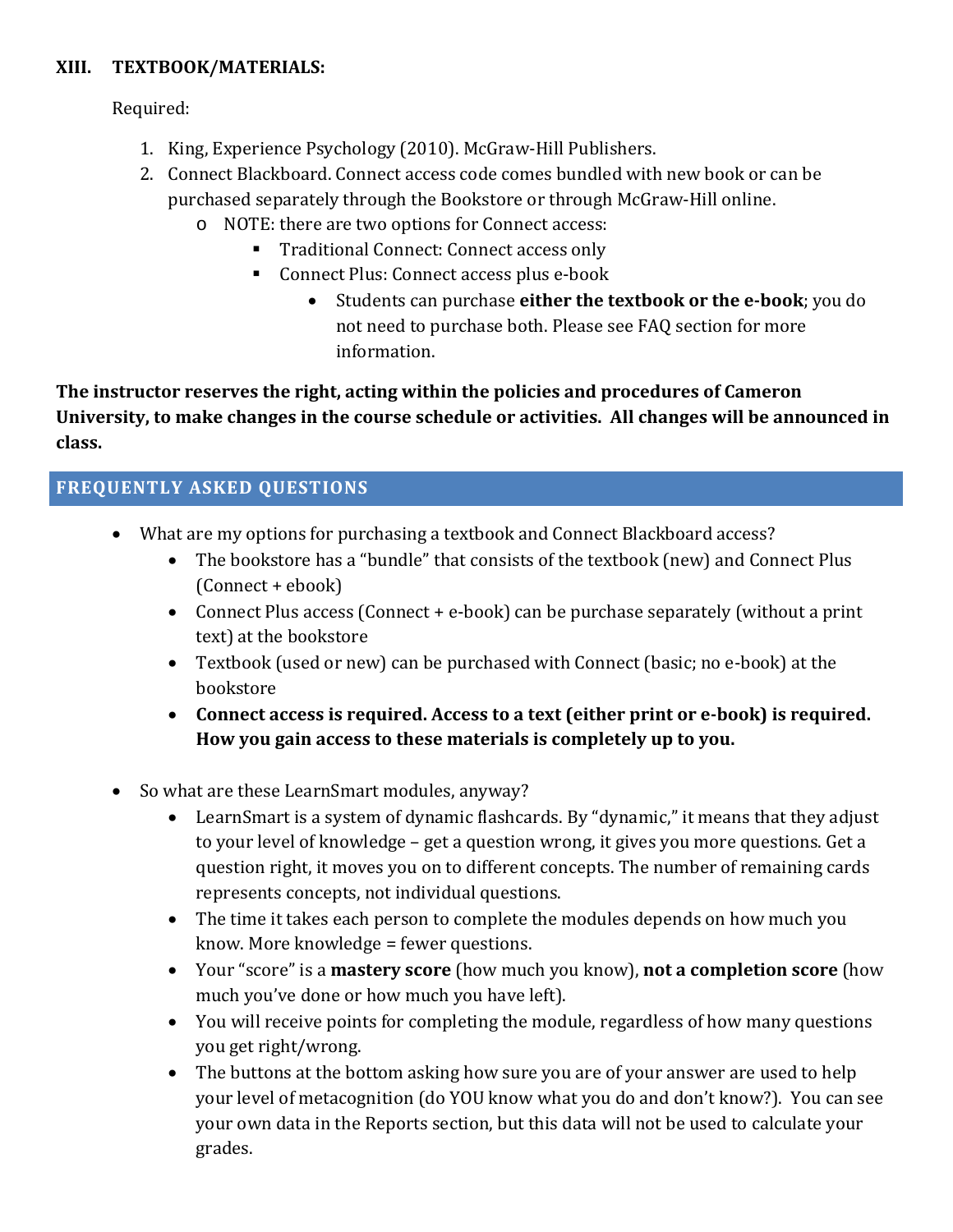## XIII. TEXTBOOK/MATERIALS:

Required:

1. King, Experience Psychology (2010). McGraw-Hill Publishers.
2. Connect Blackboard. Connect access code comes bundled with new book or can be purchased separately through the Bookstore or through McGraw-Hill online.
   - NOTE: there are two options for Connect access:
     - Traditional Connect: Connect access only
     - Connect Plus: Connect access plus e-book
       - Students can purchase **either the textbook or the e-book**; you do not need to purchase both. Please see FAQ section for more information.

**The instructor reserves the right, acting within the policies and procedures of Cameron University, to make changes in the course schedule or activities. All changes will be announced in class.**

## FREQUENTLY ASKED QUESTIONS

- What are my options for purchasing a textbook and Connect Blackboard access?
  - The bookstore has a "bundle" that consists of the textbook (new) and Connect Plus (Connect + ebook)
  - Connect Plus access (Connect + e-book) can be purchase separately (without a print text) at the bookstore
  - Textbook (used or new) can be purchased with Connect (basic; no e-book) at the bookstore
  - **Connect access is required. Access to a text (either print or e-book) is required. How you gain access to these materials is completely up to you.**

- So what are these LearnSmart modules, anyway?
  - LearnSmart is a system of dynamic flashcards. By "dynamic," it means that they adjust to your level of knowledge – get a question wrong, it gives you more questions. Get a question right, it moves you on to different concepts. The number of remaining cards represents concepts, not individual questions.
  - The time it takes each person to complete the modules depends on how much you know. More knowledge = fewer questions.
  - Your "score" is a **mastery score** (how much you know), **not a completion score** (how much you've done or how much you have left).
  - You will receive points for completing the module, regardless of how many questions you get right/wrong.
  - The buttons at the bottom asking how sure you are of your answer are used to help your level of metacognition (do YOU know what you do and don't know?). You can see your own data in the Reports section, but this data will not be used to calculate your grades.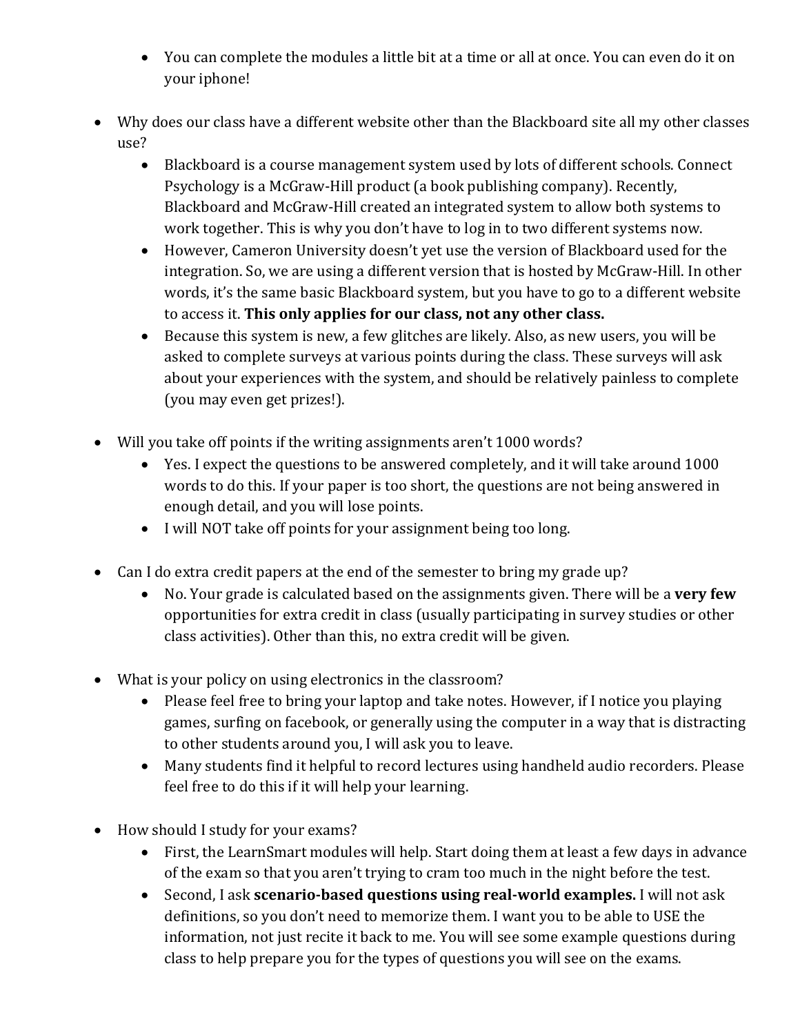- You can complete the modules a little bit at a time or all at once. You can even do it on your iphone!

- Why does our class have a different website other than the Blackboard site all my other classes use?
    - Blackboard is a course management system used by lots of different schools. Connect Psychology is a McGraw-Hill product (a book publishing company). Recently, Blackboard and McGraw-Hill created an integrated system to allow both systems to work together. This is why you don't have to log in to two different systems now.
    - However, Cameron University doesn't yet use the version of Blackboard used for the integration. So, we are using a different version that is hosted by McGraw-Hill. In other words, it's the same basic Blackboard system, but you have to go to a different website to access it. **This only applies for our class, not any other class.**
    - Because this system is new, a few glitches are likely. Also, as new users, you will be asked to complete surveys at various points during the class. These surveys will ask about your experiences with the system, and should be relatively painless to complete (you may even get prizes!).

- Will you take off points if the writing assignments aren't 1000 words?
    - Yes. I expect the questions to be answered completely, and it will take around 1000 words to do this. If your paper is too short, the questions are not being answered in enough detail, and you will lose points.
    - I will NOT take off points for your assignment being too long.

- Can I do extra credit papers at the end of the semester to bring my grade up?
    - No. Your grade is calculated based on the assignments given. There will be a **very few** opportunities for extra credit in class (usually participating in survey studies or other class activities). Other than this, no extra credit will be given.

- What is your policy on using electronics in the classroom?
    - Please feel free to bring your laptop and take notes. However, if I notice you playing games, surfing on facebook, or generally using the computer in a way that is distracting to other students around you, I will ask you to leave.
    - Many students find it helpful to record lectures using handheld audio recorders. Please feel free to do this if it will help your learning.

- How should I study for your exams?
    - First, the LearnSmart modules will help. Start doing them at least a few days in advance of the exam so that you aren't trying to cram too much in the night before the test.
    - Second, I ask **scenario-based questions using real-world examples.** I will not ask definitions, so you don't need to memorize them. I want you to be able to USE the information, not just recite it back to me. You will see some example questions during class to help prepare you for the types of questions you will see on the exams.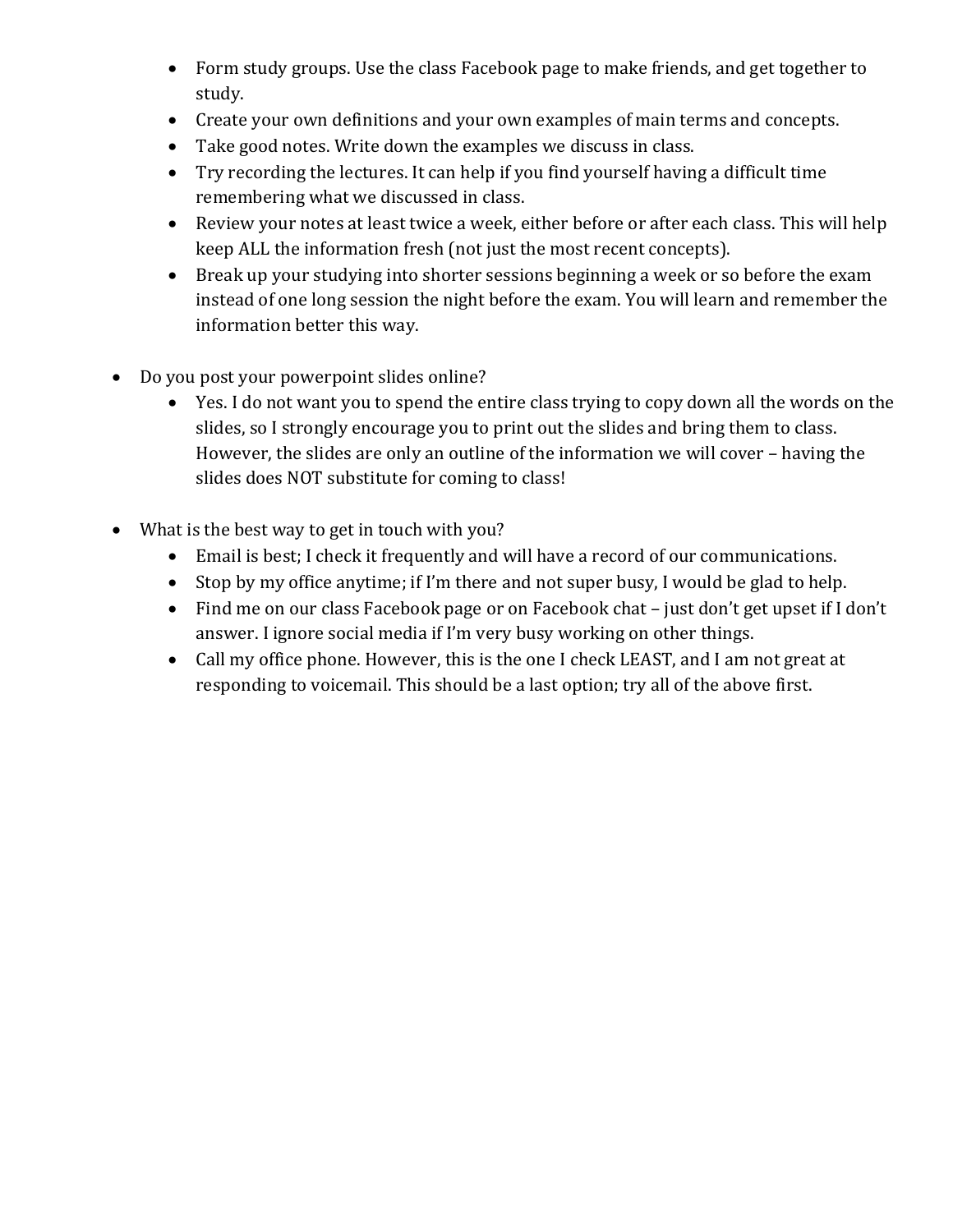- Form study groups. Use the class Facebook page to make friends, and get together to study.
  - Create your own definitions and your own examples of main terms and concepts.
  - Take good notes. Write down the examples we discuss in class.
  - Try recording the lectures. It can help if you find yourself having a difficult time remembering what we discussed in class.
  - Review your notes at least twice a week, either before or after each class. This will help keep ALL the information fresh (not just the most recent concepts).
  - Break up your studying into shorter sessions beginning a week or so before the exam instead of one long session the night before the exam. You will learn and remember the information better this way.

- Do you post your powerpoint slides online?
  - Yes. I do not want you to spend the entire class trying to copy down all the words on the slides, so I strongly encourage you to print out the slides and bring them to class. However, the slides are only an outline of the information we will cover – having the slides does NOT substitute for coming to class!

- What is the best way to get in touch with you?
  - Email is best; I check it frequently and will have a record of our communications.
  - Stop by my office anytime; if I'm there and not super busy, I would be glad to help.
  - Find me on our class Facebook page or on Facebook chat – just don't get upset if I don't answer. I ignore social media if I'm very busy working on other things.
  - Call my office phone. However, this is the one I check LEAST, and I am not great at responding to voicemail. This should be a last option; try all of the above first.